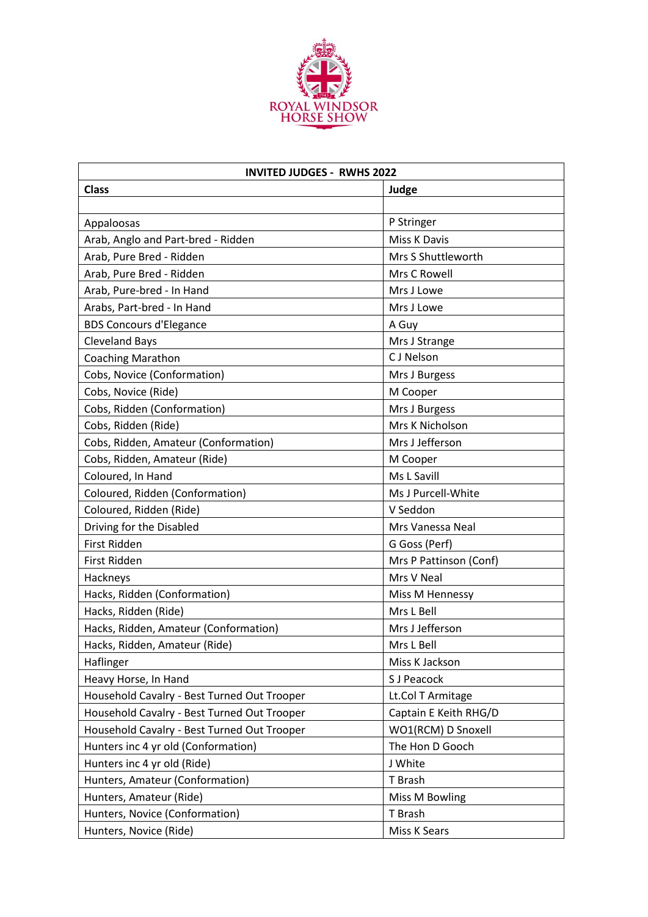ROYAL WINDSOR HORSE SHOW

| INVITED JUDGES - RWHS 2022 | |
|---|---|
| **Class** | **Judge** |
| | |
| Appaloosas | P Stringer |
| Arab, Anglo and Part-bred - Ridden | Miss K Davis |
| Arab, Pure Bred - Ridden | Mrs S Shuttleworth |
| Arab, Pure Bred - Ridden | Mrs C Rowell |
| Arab, Pure-bred - In Hand | Mrs J Lowe |
| Arabs, Part-bred - In Hand | Mrs J Lowe |
| BDS Concours d'Elegance | A Guy |
| Cleveland Bays | Mrs J Strange |
| Coaching Marathon | C J Nelson |
| Cobs, Novice (Conformation) | Mrs J Burgess |
| Cobs, Novice (Ride) | M Cooper |
| Cobs, Ridden (Conformation) | Mrs J Burgess |
| Cobs, Ridden (Ride) | Mrs K Nicholson |
| Cobs, Ridden, Amateur (Conformation) | Mrs J Jefferson |
| Cobs, Ridden, Amateur (Ride) | M Cooper |
| Coloured, In Hand | Ms L Savill |
| Coloured, Ridden (Conformation) | Ms J Purcell-White |
| Coloured, Ridden (Ride) | V Seddon |
| Driving for the Disabled | Mrs Vanessa Neal |
| First Ridden | G Goss (Perf) |
| First Ridden | Mrs P Pattinson (Conf) |
| Hackneys | Mrs V Neal |
| Hacks, Ridden (Conformation) | Miss M Hennessy |
| Hacks, Ridden (Ride) | Mrs L Bell |
| Hacks, Ridden, Amateur (Conformation) | Mrs J Jefferson |
| Hacks, Ridden, Amateur (Ride) | Mrs L Bell |
| Haflinger | Miss K Jackson |
| Heavy Horse, In Hand | S J Peacock |
| Household Cavalry - Best Turned Out Trooper | Lt.Col T Armitage |
| Household Cavalry - Best Turned Out Trooper | Captain E Keith RHG/D |
| Household Cavalry - Best Turned Out Trooper | WO1(RCM) D Snoxell |
| Hunters inc 4 yr old (Conformation) | The Hon D Gooch |
| Hunters inc 4 yr old (Ride) | J White |
| Hunters, Amateur (Conformation) | T Brash |
| Hunters, Amateur (Ride) | Miss M Bowling |
| Hunters, Novice (Conformation) | T Brash |
| Hunters, Novice (Ride) | Miss K Sears |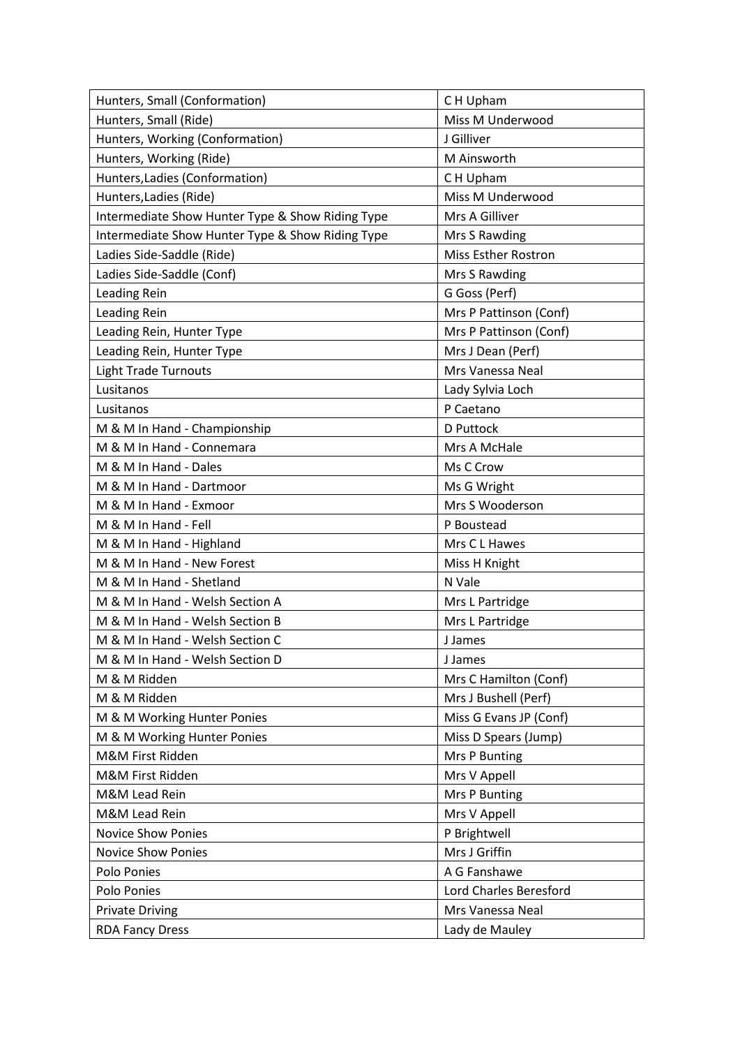| Hunters, Small (Conformation) | C H Upham |
|---|---|
| Hunters, Small (Ride) | Miss M Underwood |
| Hunters, Working (Conformation) | J Gilliver |
| Hunters, Working (Ride) | M Ainsworth |
| Hunters,Ladies (Conformation) | C H Upham |
| Hunters,Ladies (Ride) | Miss M Underwood |
| Intermediate Show Hunter Type & Show Riding Type | Mrs A Gilliver |
| Intermediate Show Hunter Type & Show Riding Type | Mrs S Rawding |
| Ladies Side-Saddle (Ride) | Miss Esther Rostron |
| Ladies Side-Saddle (Conf) | Mrs S Rawding |
| Leading Rein | G Goss (Perf) |
| Leading Rein | Mrs P Pattinson (Conf) |
| Leading Rein, Hunter Type | Mrs P Pattinson (Conf) |
| Leading Rein, Hunter Type | Mrs J Dean (Perf) |
| Light Trade Turnouts | Mrs Vanessa Neal |
| Lusitanos | Lady Sylvia Loch |
| Lusitanos | P Caetano |
| M & M In Hand - Championship | D Puttock |
| M & M In Hand - Connemara | Mrs A McHale |
| M & M In Hand - Dales | Ms C Crow |
| M & M In Hand - Dartmoor | Ms G Wright |
| M & M In Hand - Exmoor | Mrs S Wooderson |
| M & M In Hand - Fell | P Boustead |
| M & M In Hand - Highland | Mrs C L Hawes |
| M & M In Hand - New Forest | Miss H Knight |
| M & M In Hand - Shetland | N Vale |
| M & M In Hand - Welsh Section A | Mrs L Partridge |
| M & M In Hand - Welsh Section B | Mrs L Partridge |
| M & M In Hand - Welsh Section C | J James |
| M & M In Hand - Welsh Section D | J James |
| M & M Ridden | Mrs C Hamilton (Conf) |
| M & M Ridden | Mrs J Bushell (Perf) |
| M & M Working Hunter Ponies | Miss G Evans JP (Conf) |
| M & M Working Hunter Ponies | Miss D Spears (Jump) |
| M&M First Ridden | Mrs P Bunting |
| M&M First Ridden | Mrs V Appell |
| M&M Lead Rein | Mrs P Bunting |
| M&M Lead Rein | Mrs V Appell |
| Novice Show Ponies | P Brightwell |
| Novice Show Ponies | Mrs J Griffin |
| Polo Ponies | A G Fanshawe |
| Polo Ponies | Lord Charles Beresford |
| Private Driving | Mrs Vanessa Neal |
| RDA Fancy Dress | Lady de Mauley |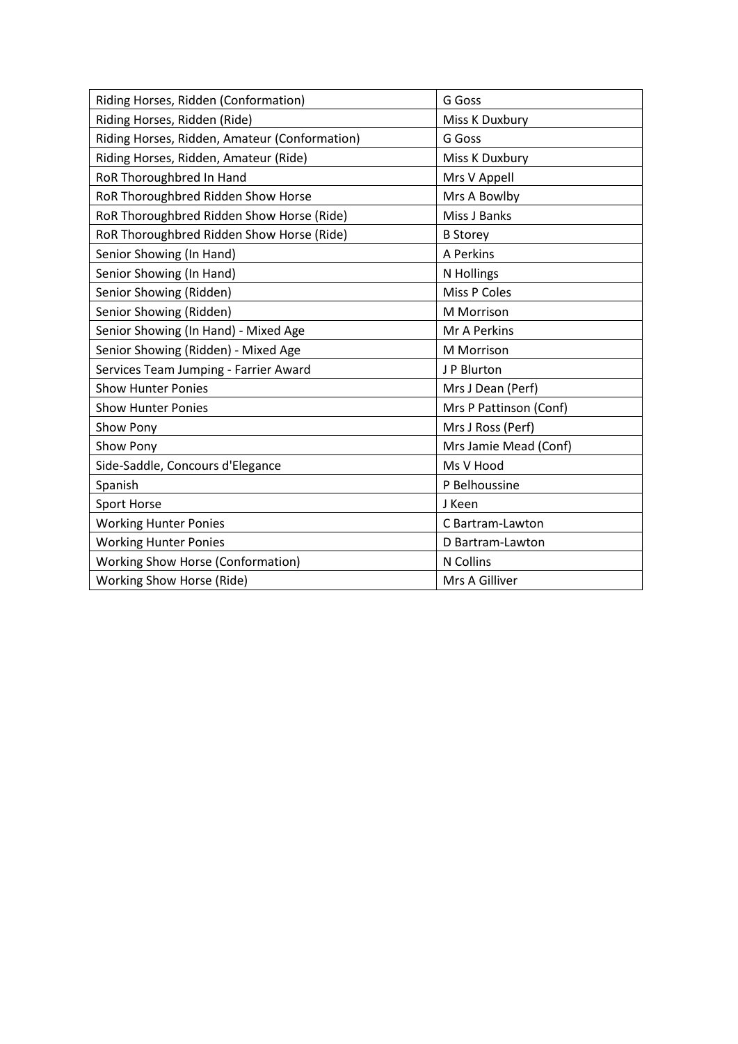| | |
|---|---|
| Riding Horses, Ridden (Conformation) | G Goss |
| Riding Horses, Ridden (Ride) | Miss K Duxbury |
| Riding Horses, Ridden, Amateur (Conformation) | G Goss |
| Riding Horses, Ridden, Amateur (Ride) | Miss K Duxbury |
| RoR Thoroughbred In Hand | Mrs V Appell |
| RoR Thoroughbred Ridden Show Horse | Mrs A Bowlby |
| RoR Thoroughbred Ridden Show Horse (Ride) | Miss J Banks |
| RoR Thoroughbred Ridden Show Horse (Ride) | B Storey |
| Senior Showing (In Hand) | A Perkins |
| Senior Showing (In Hand) | N Hollings |
| Senior Showing (Ridden) | Miss P Coles |
| Senior Showing (Ridden) | M Morrison |
| Senior Showing (In Hand) - Mixed Age | Mr A Perkins |
| Senior Showing (Ridden) - Mixed Age | M Morrison |
| Services Team Jumping - Farrier Award | J P Blurton |
| Show Hunter Ponies | Mrs J Dean (Perf) |
| Show Hunter Ponies | Mrs P Pattinson (Conf) |
| Show Pony | Mrs J Ross (Perf) |
| Show Pony | Mrs Jamie Mead (Conf) |
| Side-Saddle, Concours d'Elegance | Ms V Hood |
| Spanish | P Belhoussine |
| Sport Horse | J Keen |
| Working Hunter Ponies | C Bartram-Lawton |
| Working Hunter Ponies | D Bartram-Lawton |
| Working Show Horse (Conformation) | N Collins |
| Working Show Horse (Ride) | Mrs A Gilliver |